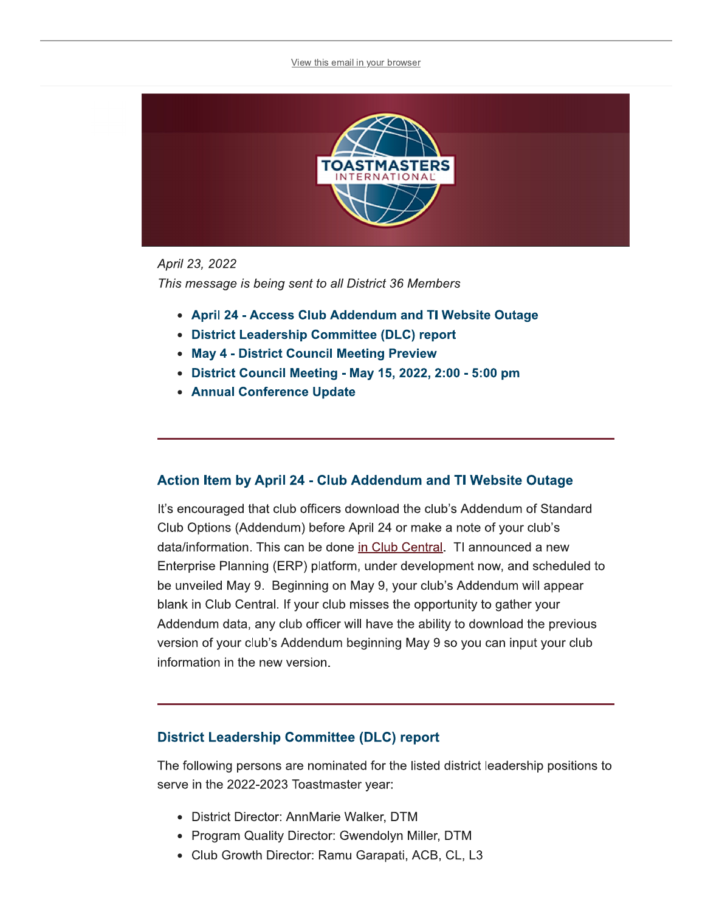View this email in your browser

*April 23, 2022*
*This message is being sent to all District 36 Members*

- **April 24 - Access Club Addendum and TI Website Outage**
- **District Leadership Committee (DLC) report**
- **May 4 - District Council Meeting Preview**
- **District Council Meeting - May 15, 2022, 2:00 - 5:00 pm**
- **Annual Conference Update**

---

### Action Item by April 24 - Club Addendum and TI Website Outage

It's encouraged that club officers download the club's Addendum of Standard Club Options (Addendum) before April 24 or make a note of your club's data/information. This can be done in Club Central. TI announced a new Enterprise Planning (ERP) platform, under development now, and scheduled to be unveiled May 9. Beginning on May 9, your club's Addendum will appear blank in Club Central. If your club misses the opportunity to gather your Addendum data, any club officer will have the ability to download the previous version of your club's Addendum beginning May 9 so you can input your club information in the new version.

---

### District Leadership Committee (DLC) report

The following persons are nominated for the listed district leadership positions to serve in the 2022-2023 Toastmaster year:

- District Director: AnnMarie Walker, DTM
- Program Quality Director: Gwendolyn Miller, DTM
- Club Growth Director: Ramu Garapati, ACB, CL, L3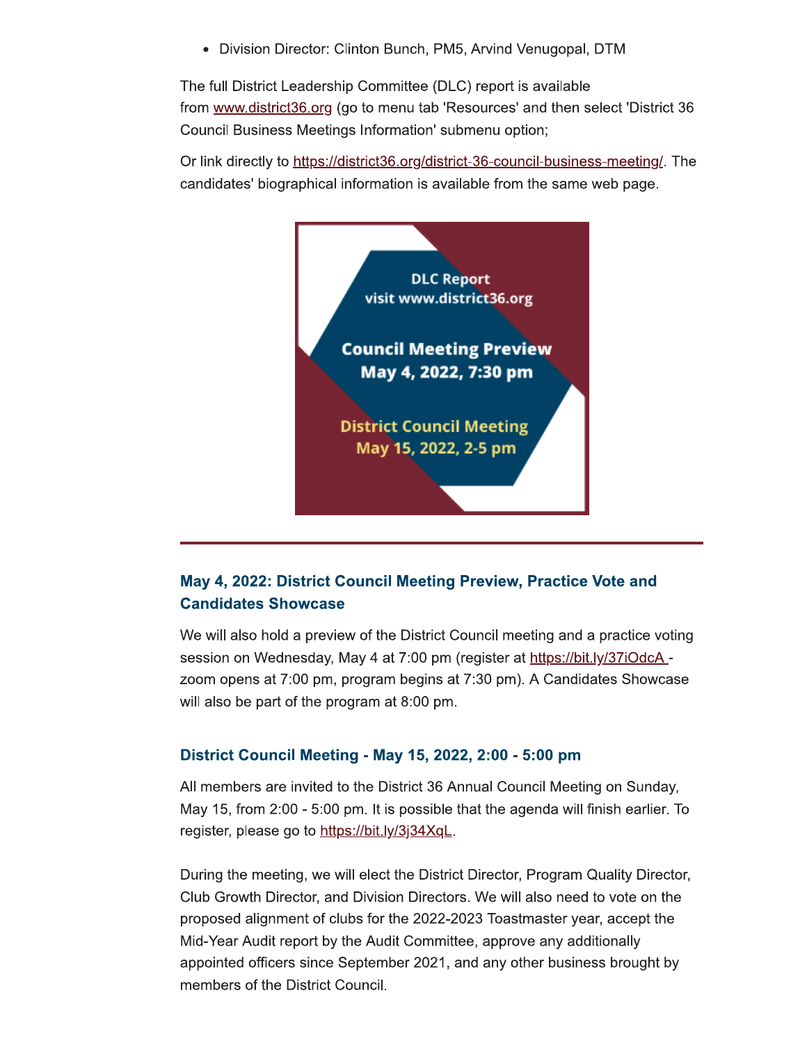- Division Director: Clinton Bunch, PM5, Arvind Venugopal, DTM

The full District Leadership Committee (DLC) report is available from [www.district36.org](http://www.district36.org) (go to menu tab 'Resources' and then select 'District 36 Council Business Meetings Information' submenu option;

Or link directly to [https://district36.org/district-36-council-business-meeting/](https://district36.org/district-36-council-business-meeting/). The candidates' biographical information is available from the same web page.

DLC Report
visit www.district36.org

Council Meeting Preview
May 4, 2022, 7:30 pm

District Council Meeting
May 15, 2022, 2-5 pm

---

### May 4, 2022: District Council Meeting Preview, Practice Vote and Candidates Showcase

We will also hold a preview of the District Council meeting and a practice voting session on Wednesday, May 4 at 7:00 pm (register at [https://bit.ly/37iOdcA](https://bit.ly/37iOdcA) - zoom opens at 7:00 pm, program begins at 7:30 pm). A Candidates Showcase will also be part of the program at 8:00 pm.

### District Council Meeting - May 15, 2022, 2:00 - 5:00 pm

All members are invited to the District 36 Annual Council Meeting on Sunday, May 15, from 2:00 - 5:00 pm. It is possible that the agenda will finish earlier. To register, please go to [https://bit.ly/3j34XqL](https://bit.ly/3j34XqL).

During the meeting, we will elect the District Director, Program Quality Director, Club Growth Director, and Division Directors. We will also need to vote on the proposed alignment of clubs for the 2022-2023 Toastmaster year, accept the Mid-Year Audit report by the Audit Committee, approve any additionally appointed officers since September 2021, and any other business brought by members of the District Council.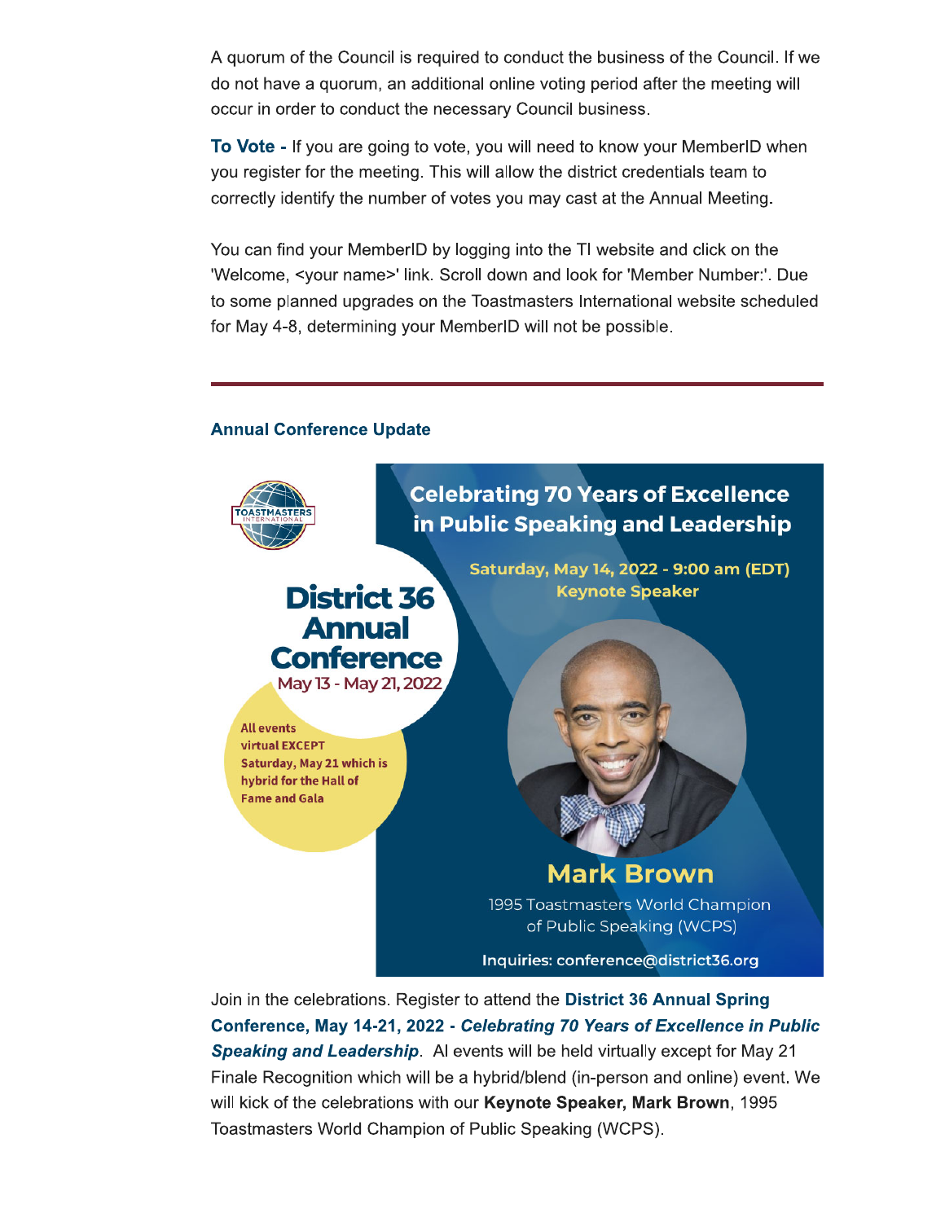A quorum of the Council is required to conduct the business of the Council. If we do not have a quorum, an additional online voting period after the meeting will occur in order to conduct the necessary Council business.

**To Vote -** If you are going to vote, you will need to know your MemberID when you register for the meeting. This will allow the district credentials team to correctly identify the number of votes you may cast at the Annual Meeting.

You can find your MemberID by logging into the TI website and click on the 'Welcome, <your name>' link. Scroll down and look for 'Member Number:'. Due to some planned upgrades on the Toastmasters International website scheduled for May 4-8, determining your MemberID will not be possible.

---

### Annual Conference Update

**District 36 Annual Conference**
May 13 - May 21, 2022

All events virtual EXCEPT Saturday, May 21 which is hybrid for the Hall of Fame and Gala

**Celebrating 70 Years of Excellence in Public Speaking and Leadership**

Saturday, May 14, 2022 - 9:00 am (EDT)
Keynote Speaker

**Mark Brown**
1995 Toastmasters World Champion of Public Speaking (WCPS)

Inquiries: conference@district36.org

Join in the celebrations. Register to attend the **District 36 Annual Spring Conference, May 14-21, 2022 - *Celebrating 70 Years of Excellence in Public Speaking and Leadership***. Al events will be held virtually except for May 21 Finale Recognition which will be a hybrid/blend (in-person and online) event. We will kick of the celebrations with our **Keynote Speaker, Mark Brown**, 1995 Toastmasters World Champion of Public Speaking (WCPS).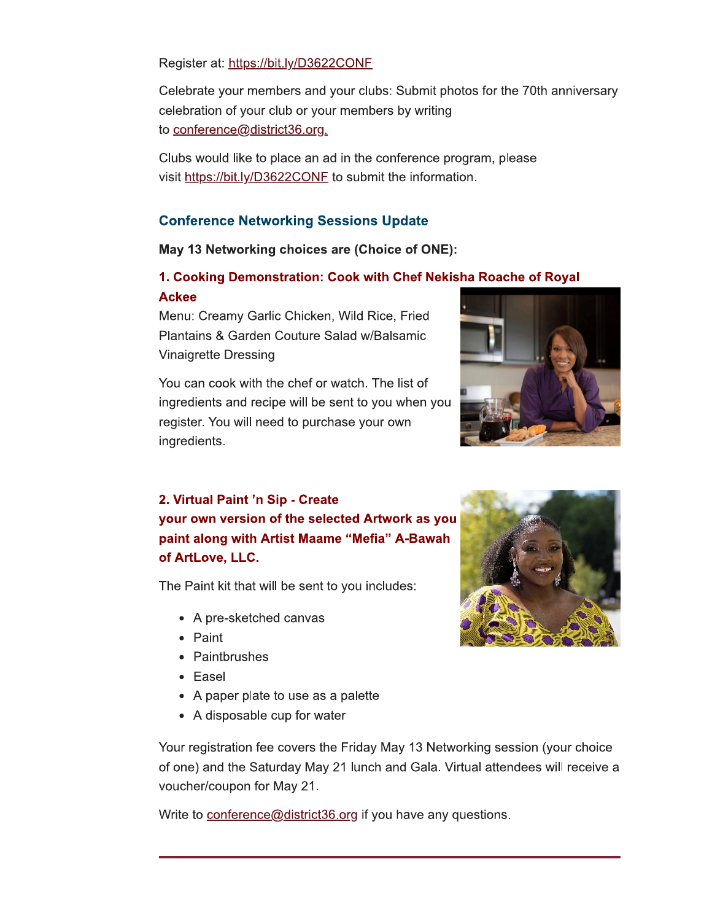Register at: https://bit.ly/D3622CONF

Celebrate your members and your clubs: Submit photos for the 70th anniversary celebration of your club or your members by writing to conference@district36.org.

Clubs would like to place an ad in the conference program, please visit https://bit.ly/D3622CONF to submit the information.

### Conference Networking Sessions Update

**May 13 Networking choices are (Choice of ONE):**

#### 1. Cooking Demonstration: Cook with Chef Nekisha Roache of Royal Ackee

Menu: Creamy Garlic Chicken, Wild Rice, Fried Plantains & Garden Couture Salad w/Balsamic Vinaigrette Dressing

You can cook with the chef or watch. The list of ingredients and recipe will be sent to you when you register. You will need to purchase your own ingredients.

#### 2. Virtual Paint 'n Sip - Create your own version of the selected Artwork as you paint along with Artist Maame "Mefia" A-Bawah of ArtLove, LLC.

The Paint kit that will be sent to you includes:

- A pre-sketched canvas
- Paint
- Paintbrushes
- Easel
- A paper plate to use as a palette
- A disposable cup for water

Your registration fee covers the Friday May 13 Networking session (your choice of one) and the Saturday May 21 lunch and Gala. Virtual attendees will receive a voucher/coupon for May 21.

Write to conference@district36.org if you have any questions.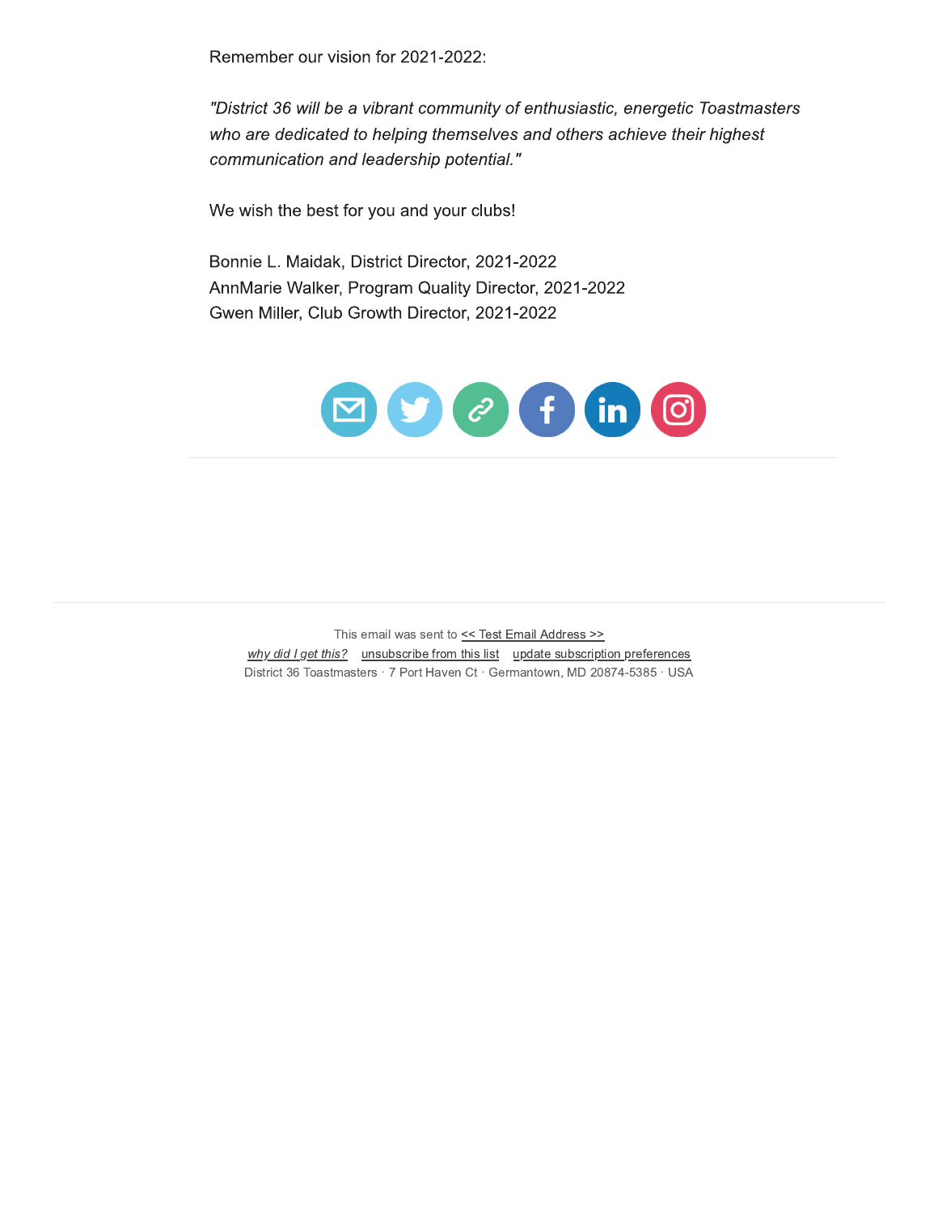Remember our vision for 2021-2022:

*"District 36 will be a vibrant community of enthusiastic, energetic Toastmasters who are dedicated to helping themselves and others achieve their highest communication and leadership potential."*

We wish the best for you and your clubs!

Bonnie L. Maidak, District Director, 2021-2022
AnnMarie Walker, Program Quality Director, 2021-2022
Gwen Miller, Club Growth Director, 2021-2022

---

This email was sent to << Test Email Address >>
*why did I get this?*    unsubscribe from this list    update subscription preferences
District 36 Toastmasters · 7 Port Haven Ct · Germantown, MD 20874-5385 · USA